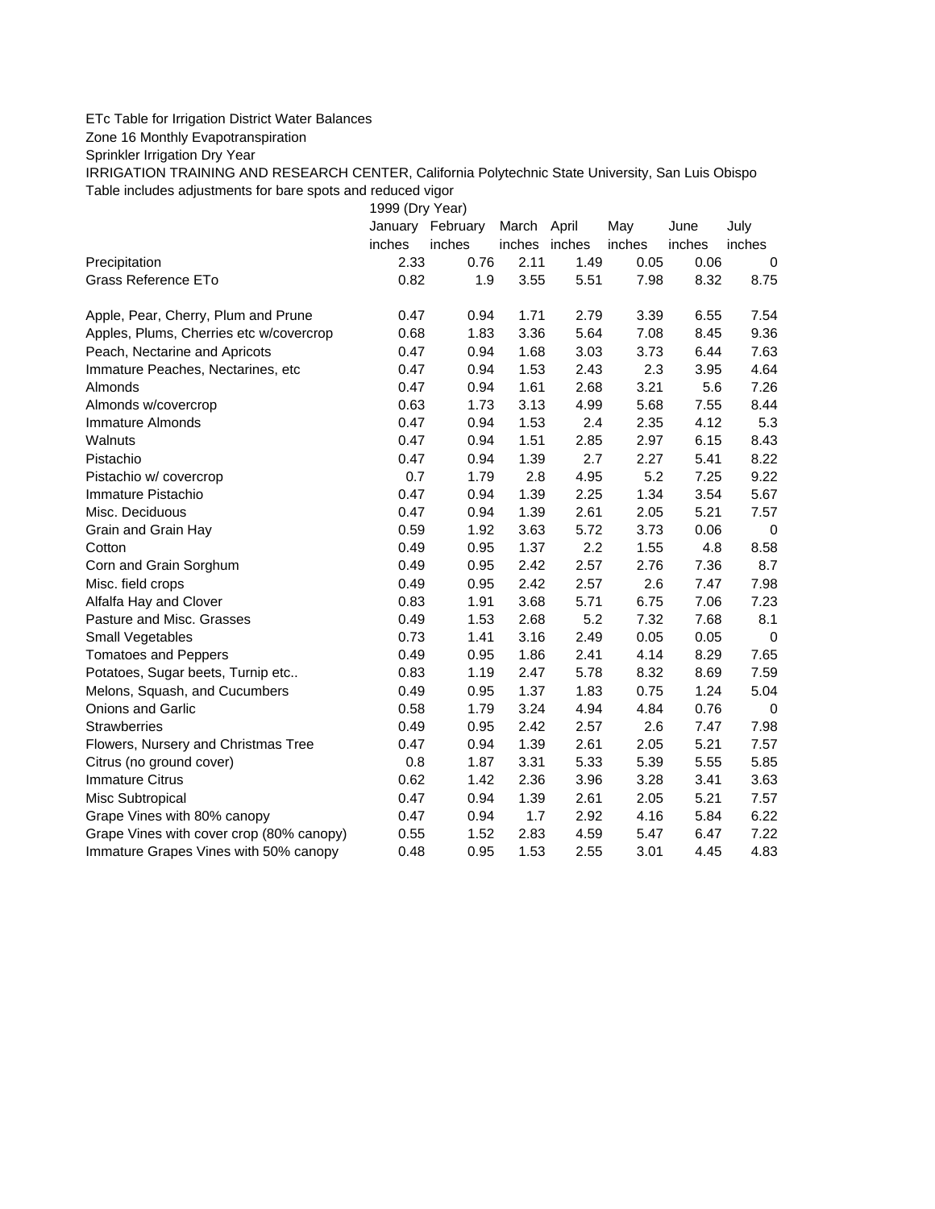ETc Table for Irrigation District Water Balances

Zone 16 Monthly Evapotranspiration

Sprinkler Irrigation Dry Year

IRRIGATION TRAINING AND RESEARCH CENTER, California Polytechnic State University, San Luis Obispo

Table includes adjustments for bare spots and reduced vigor

| | 1999 (Dry Year) | | | | | | |
|---|---|---|---|---|---|---|---|
| | January | February | March | April | May | June | July |
| | inches | inches | inches | inches | inches | inches | inches |
| Precipitation | 2.33 | 0.76 | 2.11 | 1.49 | 0.05 | 0.06 | 0 |
| Grass Reference ETo | 0.82 | 1.9 | 3.55 | 5.51 | 7.98 | 8.32 | 8.75 |
| Apple, Pear, Cherry, Plum and Prune | 0.47 | 0.94 | 1.71 | 2.79 | 3.39 | 6.55 | 7.54 |
| Apples, Plums, Cherries etc w/covercrop | 0.68 | 1.83 | 3.36 | 5.64 | 7.08 | 8.45 | 9.36 |
| Peach, Nectarine and Apricots | 0.47 | 0.94 | 1.68 | 3.03 | 3.73 | 6.44 | 7.63 |
| Immature Peaches, Nectarines, etc | 0.47 | 0.94 | 1.53 | 2.43 | 2.3 | 3.95 | 4.64 |
| Almonds | 0.47 | 0.94 | 1.61 | 2.68 | 3.21 | 5.6 | 7.26 |
| Almonds w/covercrop | 0.63 | 1.73 | 3.13 | 4.99 | 5.68 | 7.55 | 8.44 |
| Immature Almonds | 0.47 | 0.94 | 1.53 | 2.4 | 2.35 | 4.12 | 5.3 |
| Walnuts | 0.47 | 0.94 | 1.51 | 2.85 | 2.97 | 6.15 | 8.43 |
| Pistachio | 0.47 | 0.94 | 1.39 | 2.7 | 2.27 | 5.41 | 8.22 |
| Pistachio w/ covercrop | 0.7 | 1.79 | 2.8 | 4.95 | 5.2 | 7.25 | 9.22 |
| Immature Pistachio | 0.47 | 0.94 | 1.39 | 2.25 | 1.34 | 3.54 | 5.67 |
| Misc. Deciduous | 0.47 | 0.94 | 1.39 | 2.61 | 2.05 | 5.21 | 7.57 |
| Grain and Grain Hay | 0.59 | 1.92 | 3.63 | 5.72 | 3.73 | 0.06 | 0 |
| Cotton | 0.49 | 0.95 | 1.37 | 2.2 | 1.55 | 4.8 | 8.58 |
| Corn and Grain Sorghum | 0.49 | 0.95 | 2.42 | 2.57 | 2.76 | 7.36 | 8.7 |
| Misc. field crops | 0.49 | 0.95 | 2.42 | 2.57 | 2.6 | 7.47 | 7.98 |
| Alfalfa Hay and Clover | 0.83 | 1.91 | 3.68 | 5.71 | 6.75 | 7.06 | 7.23 |
| Pasture and Misc. Grasses | 0.49 | 1.53 | 2.68 | 5.2 | 7.32 | 7.68 | 8.1 |
| Small Vegetables | 0.73 | 1.41 | 3.16 | 2.49 | 0.05 | 0.05 | 0 |
| Tomatoes and Peppers | 0.49 | 0.95 | 1.86 | 2.41 | 4.14 | 8.29 | 7.65 |
| Potatoes, Sugar beets, Turnip etc.. | 0.83 | 1.19 | 2.47 | 5.78 | 8.32 | 8.69 | 7.59 |
| Melons, Squash, and Cucumbers | 0.49 | 0.95 | 1.37 | 1.83 | 0.75 | 1.24 | 5.04 |
| Onions and Garlic | 0.58 | 1.79 | 3.24 | 4.94 | 4.84 | 0.76 | 0 |
| Strawberries | 0.49 | 0.95 | 2.42 | 2.57 | 2.6 | 7.47 | 7.98 |
| Flowers, Nursery and Christmas Tree | 0.47 | 0.94 | 1.39 | 2.61 | 2.05 | 5.21 | 7.57 |
| Citrus (no ground cover) | 0.8 | 1.87 | 3.31 | 5.33 | 5.39 | 5.55 | 5.85 |
| Immature Citrus | 0.62 | 1.42 | 2.36 | 3.96 | 3.28 | 3.41 | 3.63 |
| Misc Subtropical | 0.47 | 0.94 | 1.39 | 2.61 | 2.05 | 5.21 | 7.57 |
| Grape Vines with 80% canopy | 0.47 | 0.94 | 1.7 | 2.92 | 4.16 | 5.84 | 6.22 |
| Grape Vines with cover crop (80% canopy) | 0.55 | 1.52 | 2.83 | 4.59 | 5.47 | 6.47 | 7.22 |
| Immature Grapes Vines with 50% canopy | 0.48 | 0.95 | 1.53 | 2.55 | 3.01 | 4.45 | 4.83 |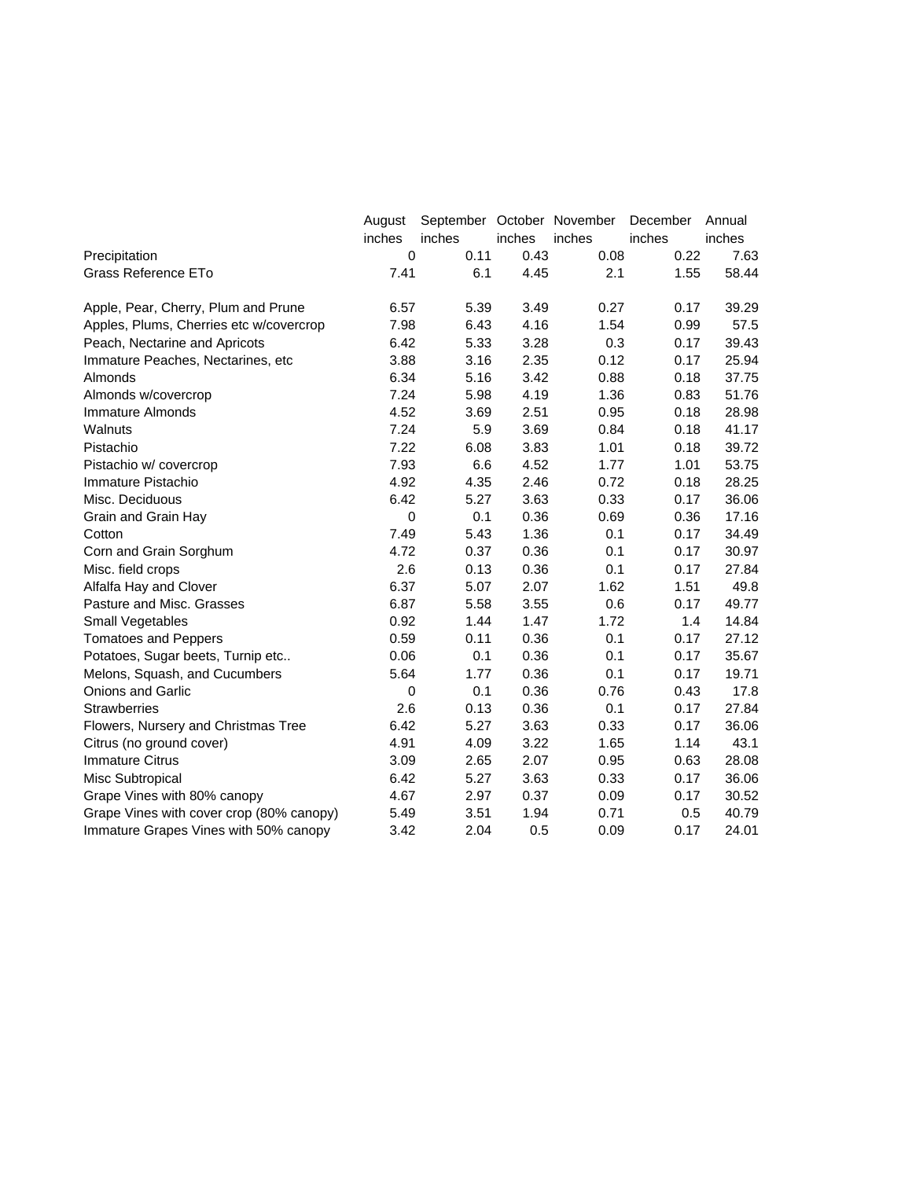| | August inches | September inches | October inches | November inches | December inches | Annual inches |
|---|---|---|---|---|---|---|
| Precipitation | 0 | 0.11 | 0.43 | 0.08 | 0.22 | 7.63 |
| Grass Reference ETo | 7.41 | 6.1 | 4.45 | 2.1 | 1.55 | 58.44 |
| | | | | | | |
| Apple, Pear, Cherry, Plum and Prune | 6.57 | 5.39 | 3.49 | 0.27 | 0.17 | 39.29 |
| Apples, Plums, Cherries etc w/covercrop | 7.98 | 6.43 | 4.16 | 1.54 | 0.99 | 57.5 |
| Peach, Nectarine and Apricots | 6.42 | 5.33 | 3.28 | 0.3 | 0.17 | 39.43 |
| Immature Peaches, Nectarines, etc | 3.88 | 3.16 | 2.35 | 0.12 | 0.17 | 25.94 |
| Almonds | 6.34 | 5.16 | 3.42 | 0.88 | 0.18 | 37.75 |
| Almonds w/covercrop | 7.24 | 5.98 | 4.19 | 1.36 | 0.83 | 51.76 |
| Immature Almonds | 4.52 | 3.69 | 2.51 | 0.95 | 0.18 | 28.98 |
| Walnuts | 7.24 | 5.9 | 3.69 | 0.84 | 0.18 | 41.17 |
| Pistachio | 7.22 | 6.08 | 3.83 | 1.01 | 0.18 | 39.72 |
| Pistachio w/ covercrop | 7.93 | 6.6 | 4.52 | 1.77 | 1.01 | 53.75 |
| Immature Pistachio | 4.92 | 4.35 | 2.46 | 0.72 | 0.18 | 28.25 |
| Misc. Deciduous | 6.42 | 5.27 | 3.63 | 0.33 | 0.17 | 36.06 |
| Grain and Grain Hay | 0 | 0.1 | 0.36 | 0.69 | 0.36 | 17.16 |
| Cotton | 7.49 | 5.43 | 1.36 | 0.1 | 0.17 | 34.49 |
| Corn and Grain Sorghum | 4.72 | 0.37 | 0.36 | 0.1 | 0.17 | 30.97 |
| Misc. field crops | 2.6 | 0.13 | 0.36 | 0.1 | 0.17 | 27.84 |
| Alfalfa Hay and Clover | 6.37 | 5.07 | 2.07 | 1.62 | 1.51 | 49.8 |
| Pasture and Misc. Grasses | 6.87 | 5.58 | 3.55 | 0.6 | 0.17 | 49.77 |
| Small Vegetables | 0.92 | 1.44 | 1.47 | 1.72 | 1.4 | 14.84 |
| Tomatoes and Peppers | 0.59 | 0.11 | 0.36 | 0.1 | 0.17 | 27.12 |
| Potatoes, Sugar beets, Turnip etc.. | 0.06 | 0.1 | 0.36 | 0.1 | 0.17 | 35.67 |
| Melons, Squash, and Cucumbers | 5.64 | 1.77 | 0.36 | 0.1 | 0.17 | 19.71 |
| Onions and Garlic | 0 | 0.1 | 0.36 | 0.76 | 0.43 | 17.8 |
| Strawberries | 2.6 | 0.13 | 0.36 | 0.1 | 0.17 | 27.84 |
| Flowers, Nursery and Christmas Tree | 6.42 | 5.27 | 3.63 | 0.33 | 0.17 | 36.06 |
| Citrus (no ground cover) | 4.91 | 4.09 | 3.22 | 1.65 | 1.14 | 43.1 |
| Immature Citrus | 3.09 | 2.65 | 2.07 | 0.95 | 0.63 | 28.08 |
| Misc Subtropical | 6.42 | 5.27 | 3.63 | 0.33 | 0.17 | 36.06 |
| Grape Vines with 80% canopy | 4.67 | 2.97 | 0.37 | 0.09 | 0.17 | 30.52 |
| Grape Vines with cover crop (80% canopy) | 5.49 | 3.51 | 1.94 | 0.71 | 0.5 | 40.79 |
| Immature Grapes Vines with 50% canopy | 3.42 | 2.04 | 0.5 | 0.09 | 0.17 | 24.01 |